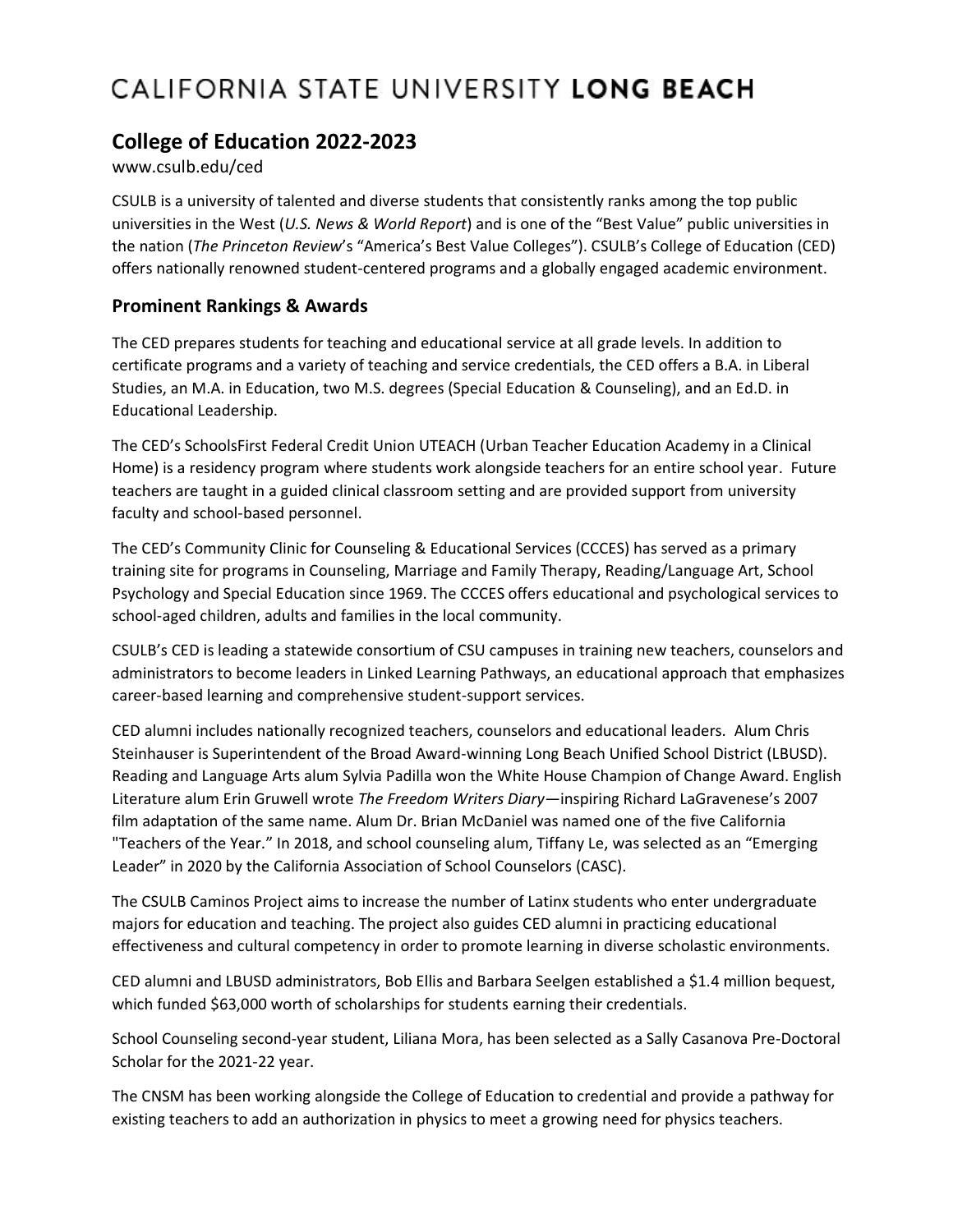# CALIFORNIA STATE UNIVERSITY **LONG BEACH**

## College of Education 2022-2023

www.csulb.edu/ced

CSULB is a university of talented and diverse students that consistently ranks among the top public universities in the West (*U.S. News & World Report*) and is one of the "Best Value" public universities in the nation (*The Princeton Review*'s "America's Best Value Colleges"). CSULB's College of Education (CED) offers nationally renowned student-centered programs and a globally engaged academic environment.

### Prominent Rankings & Awards

The CED prepares students for teaching and educational service at all grade levels. In addition to certificate programs and a variety of teaching and service credentials, the CED offers a B.A. in Liberal Studies, an M.A. in Education, two M.S. degrees (Special Education & Counseling), and an Ed.D. in Educational Leadership.

The CED's SchoolsFirst Federal Credit Union UTEACH (Urban Teacher Education Academy in a Clinical Home) is a residency program where students work alongside teachers for an entire school year. Future teachers are taught in a guided clinical classroom setting and are provided support from university faculty and school-based personnel.

The CED's Community Clinic for Counseling & Educational Services (CCCES) has served as a primary training site for programs in Counseling, Marriage and Family Therapy, Reading/Language Art, School Psychology and Special Education since 1969. The CCCES offers educational and psychological services to school-aged children, adults and families in the local community.

CSULB's CED is leading a statewide consortium of CSU campuses in training new teachers, counselors and administrators to become leaders in Linked Learning Pathways, an educational approach that emphasizes career-based learning and comprehensive student-support services.

CED alumni includes nationally recognized teachers, counselors and educational leaders. Alum Chris Steinhauser is Superintendent of the Broad Award-winning Long Beach Unified School District (LBUSD). Reading and Language Arts alum Sylvia Padilla won the White House Champion of Change Award. English Literature alum Erin Gruwell wrote *The Freedom Writers Diary*—inspiring Richard LaGravenese's 2007 film adaptation of the same name. Alum Dr. Brian McDaniel was named one of the five California "Teachers of the Year." In 2018, and school counseling alum, Tiffany Le, was selected as an "Emerging Leader" in 2020 by the California Association of School Counselors (CASC).

The CSULB Caminos Project aims to increase the number of Latinx students who enter undergraduate majors for education and teaching. The project also guides CED alumni in practicing educational effectiveness and cultural competency in order to promote learning in diverse scholastic environments.

CED alumni and LBUSD administrators, Bob Ellis and Barbara Seelgen established a $1.4 million bequest, which funded $63,000 worth of scholarships for students earning their credentials.

School Counseling second-year student, Liliana Mora, has been selected as a Sally Casanova Pre-Doctoral Scholar for the 2021-22 year.

The CNSM has been working alongside the College of Education to credential and provide a pathway for existing teachers to add an authorization in physics to meet a growing need for physics teachers.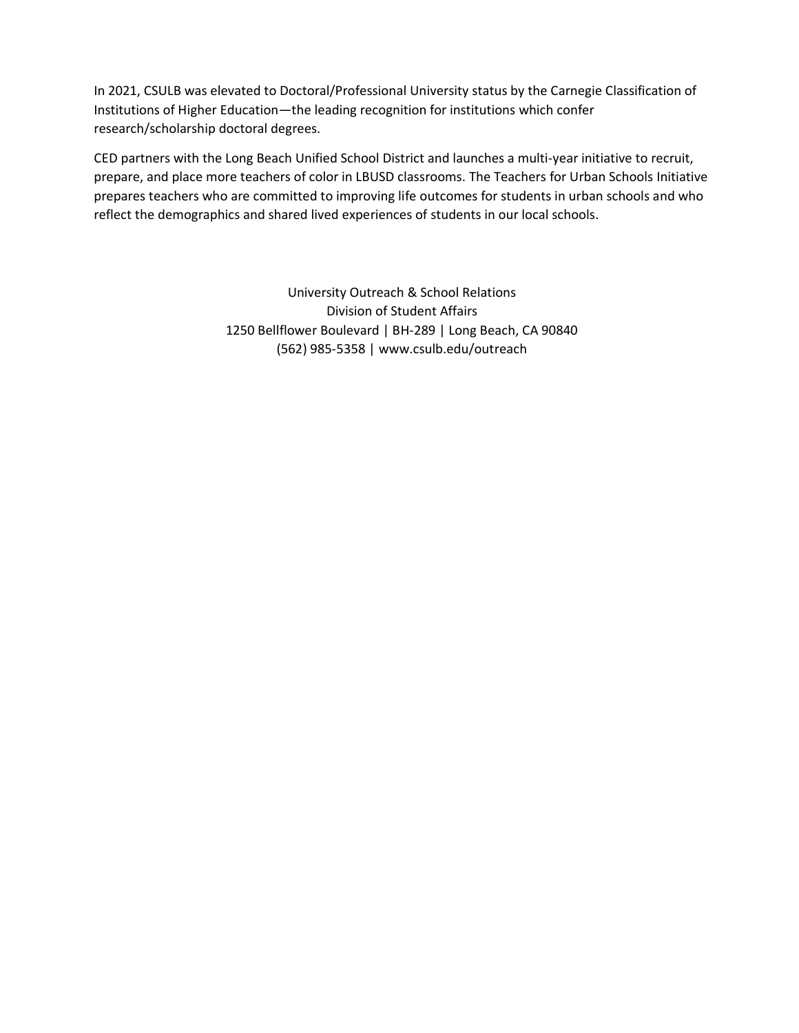In 2021, CSULB was elevated to Doctoral/Professional University status by the Carnegie Classification of Institutions of Higher Education—the leading recognition for institutions which confer research/scholarship doctoral degrees.

CED partners with the Long Beach Unified School District and launches a multi-year initiative to recruit, prepare, and place more teachers of color in LBUSD classrooms. The Teachers for Urban Schools Initiative prepares teachers who are committed to improving life outcomes for students in urban schools and who reflect the demographics and shared lived experiences of students in our local schools.

University Outreach & School Relations
Division of Student Affairs
1250 Bellflower Boulevard | BH-289 | Long Beach, CA 90840
(562) 985-5358 | www.csulb.edu/outreach